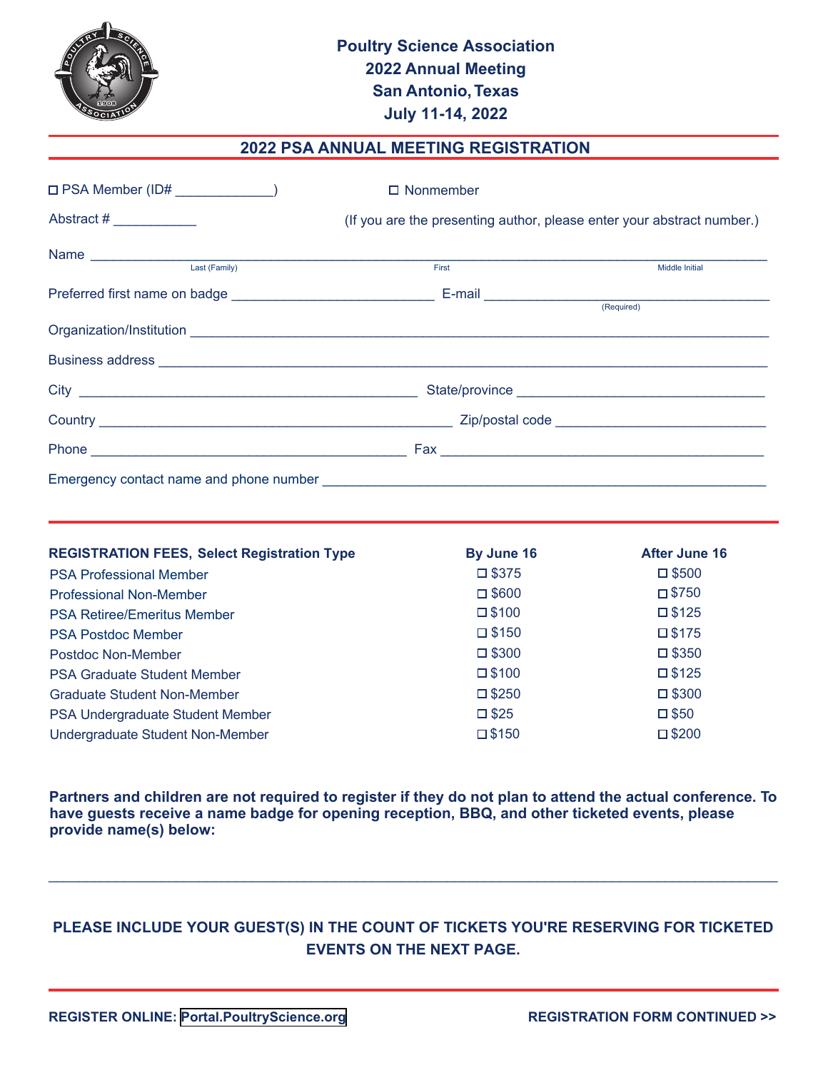**Poultry Science Association**
**2022 Annual Meeting**
**San Antonio, Texas**
**July 11-14, 2022**

## 2022 PSA ANNUAL MEETING REGISTRATION

☐ PSA Member (ID# _____________) ☐ Nonmember

Abstract # ___________ (If you are the presenting author, please enter your abstract number.)

Name ______________________________________________________________________
Last (Family) First Middle Initial

Preferred first name on badge ___________________________ E-mail ________________________________ (Required)

Organization/Institution ____________________________________________________________

Business address __________________________________________________________________

City ____________________________________________ State/province ______________________________

Country ______________________________________________ Zip/postal code __________________________

Phone __________________________________________ Fax __________________________________________

Emergency contact name and phone number ___________________________________________________

| REGISTRATION FEES, Select Registration Type | By June 16 | After June 16 |
|---|---|---|
| PSA Professional Member | ☐ $375 | ☐ $500 |
| Professional Non-Member | ☐ $600 | ☐ $750 |
| PSA Retiree/Emeritus Member | ☐ $100 | ☐ $125 |
| PSA Postdoc Member | ☐ $150 | ☐ $175 |
| Postdoc Non-Member | ☐ $300 | ☐ $350 |
| PSA Graduate Student Member | ☐ $100 | ☐ $125 |
| Graduate Student Non-Member | ☐ $250 | ☐ $300 |
| PSA Undergraduate Student Member | ☐ $25 | ☐ $50 |
| Undergraduate Student Non-Member | ☐ $150 | ☐ $200 |

**Partners and children are not required to register if they do not plan to attend the actual conference. To have guests receive a name badge for opening reception, BBQ, and other ticketed events, please provide name(s) below:**

____________________________________________________________________________________

**PLEASE INCLUDE YOUR GUEST(S) IN THE COUNT OF TICKETS YOU'RE RESERVING FOR TICKETED EVENTS ON THE NEXT PAGE.**

**REGISTER ONLINE: Portal.PoultryScience.org** **REGISTRATION FORM CONTINUED >>**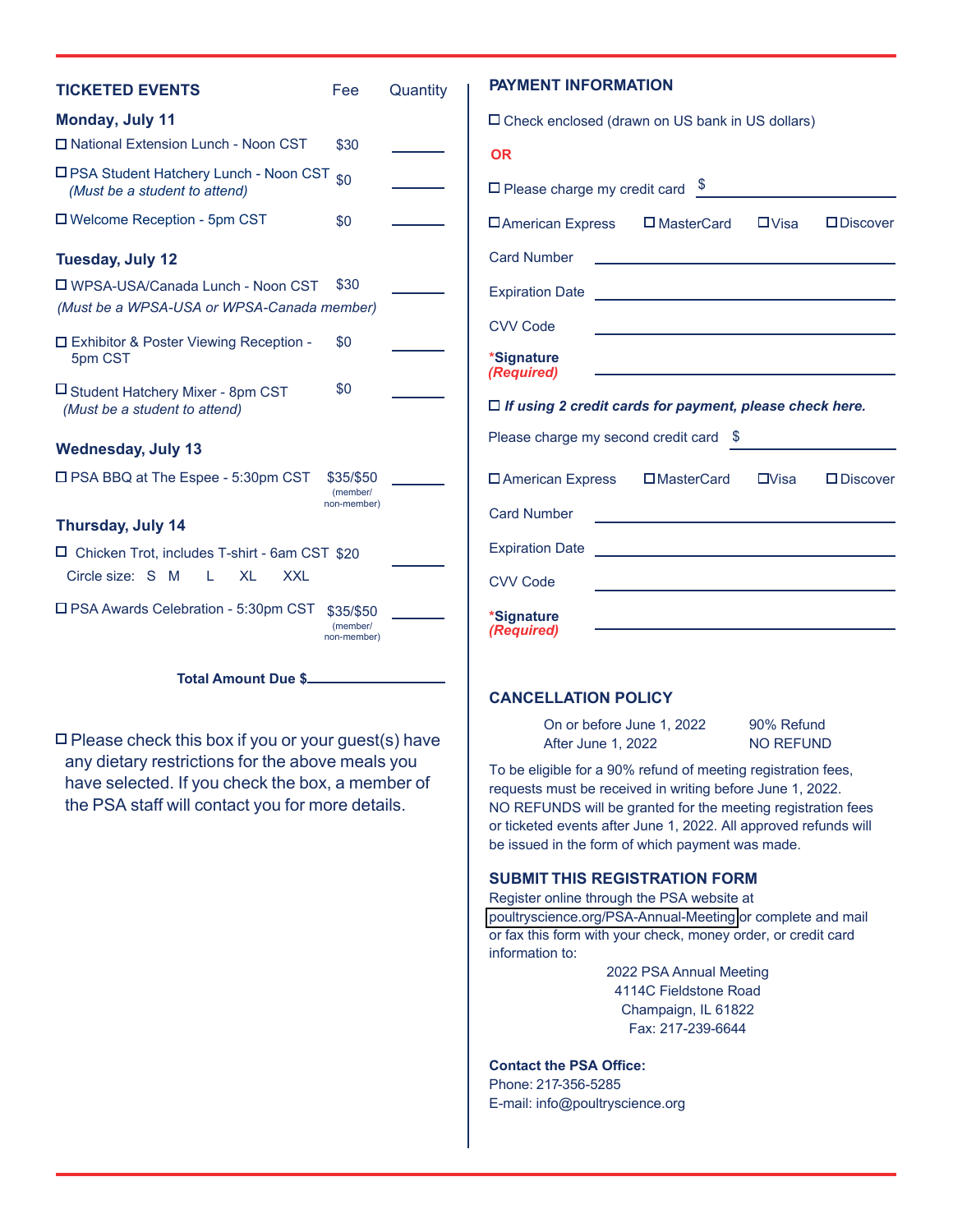## TICKETED EVENTS

| | Fee | Quantity |
|---|---|---|
| **Monday, July 11** | | |
| ☐ National Extension Lunch - Noon CST | $30 | ______ |
| ☐ PSA Student Hatchery Lunch - Noon CST *(Must be a student to attend)* | $0 | ______ |
| ☐ Welcome Reception - 5pm CST | $0 | ______ |
| **Tuesday, July 12** | | |
| ☐ WPSA-USA/Canada Lunch - Noon CST *(Must be a WPSA-USA or WPSA-Canada member)* | $30 | ______ |
| ☐ Exhibitor & Poster Viewing Reception - 5pm CST | $0 | ______ |
| ☐ Student Hatchery Mixer - 8pm CST *(Must be a student to attend)* | $0 | ______ |
| **Wednesday, July 13** | | |
| ☐ PSA BBQ at The Espee - 5:30pm CST | $35/$50 (member/ non-member) | ______ |
| **Thursday, July 14** | | |
| ☐ Chicken Trot, includes T-shirt - 6am CST Circle size: S M L XL XXL | $20 | ______ |
| ☐ PSA Awards Celebration - 5:30pm CST | $35/$50 (member/ non-member) | ______ |

**Total Amount Due $**______________

☐ Please check this box if you or your guest(s) have any dietary restrictions for the above meals you have selected. If you check the box, a member of the PSA staff will contact you for more details.

## PAYMENT INFORMATION

☐ Check enclosed (drawn on US bank in US dollars)

**OR**

☐ Please charge my credit card $______________

☐ American Express ☐ MasterCard ☐ Visa ☐ Discover

Card Number ______________

Expiration Date ______________

CVV Code ______________

***Signature** ***(Required)*** ______________

☐ ***If using 2 credit cards for payment, please check here.***

Please charge my second credit card $______________

☐ American Express ☐ MasterCard ☐ Visa ☐ Discover

Card Number ______________

Expiration Date ______________

CVV Code ______________

***Signature** ***(Required)*** ______________

## CANCELLATION POLICY

| | |
|---|---|
| On or before June 1, 2022 | 90% Refund |
| After June 1, 2022 | NO REFUND |

To be eligible for a 90% refund of meeting registration fees, requests must be received in writing before June 1, 2022. NO REFUNDS will be granted for the meeting registration fees or ticketed events after June 1, 2022. All approved refunds will be issued in the form of which payment was made.

## SUBMIT THIS REGISTRATION FORM

Register online through the PSA website at poultryscience.org/PSA-Annual-Meeting or complete and mail or fax this form with your check, money order, or credit card information to:

2022 PSA Annual Meeting
4114C Fieldstone Road
Champaign, IL 61822
Fax: 217-239-6644

**Contact the PSA Office:**
Phone: 217-356-5285
E-mail: info@poultryscience.org